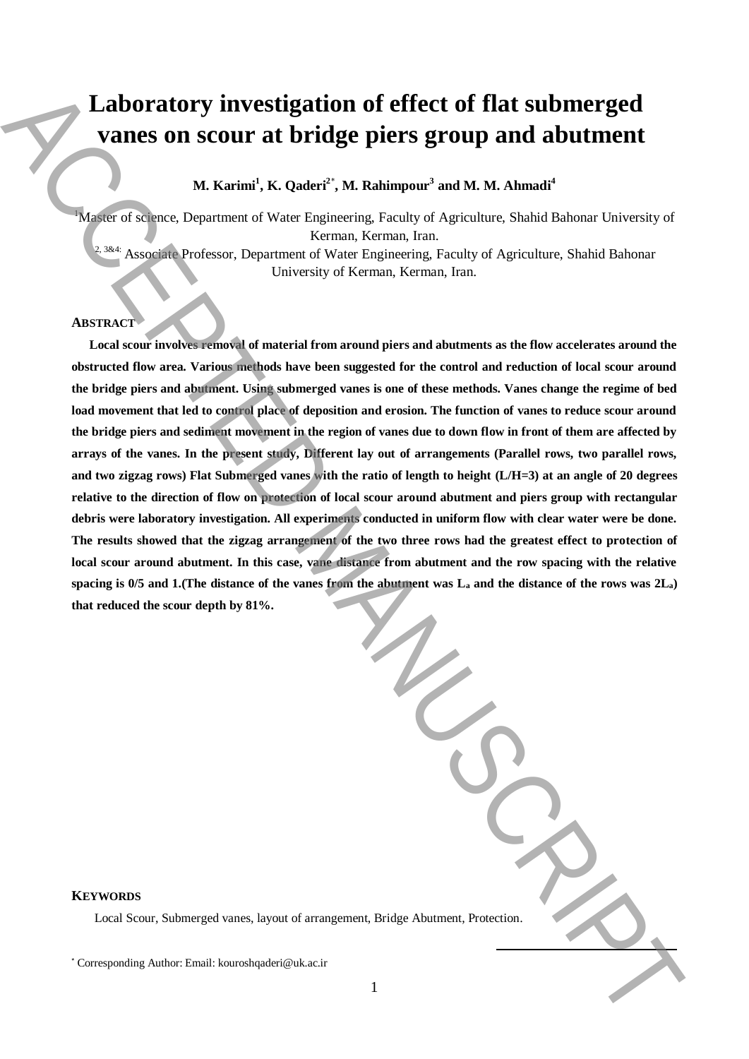# Laboratory investigation of effect of flat submerged vanes on scour at bridge piers group and abutment

**M. Karimi[1], K. Qaderi[2*], M. Rahimpour[3] and M. M. Ahmadi[4]**

[1]Master of science, Department of Water Engineering, Faculty of Agriculture, Shahid Bahonar University of Kerman, Kerman, Iran.

[2, 3&4:] Associate Professor, Department of Water Engineering, Faculty of Agriculture, Shahid Bahonar University of Kerman, Kerman, Iran.

## ABSTRACT

**Local scour involves removal of material from around piers and abutments as the flow accelerates around the obstructed flow area. Various methods have been suggested for the control and reduction of local scour around the bridge piers and abutment. Using submerged vanes is one of these methods. Vanes change the regime of bed load movement that led to control place of deposition and erosion. The function of vanes to reduce scour around the bridge piers and sediment movement in the region of vanes due to down flow in front of them are affected by arrays of the vanes. In the present study, Different lay out of arrangements (Parallel rows, two parallel rows, and two zigzag rows) Flat Submerged vanes with the ratio of length to height (L/H=3) at an angle of 20 degrees relative to the direction of flow on protection of local scour around abutment and piers group with rectangular debris were laboratory investigation. All experiments conducted in uniform flow with clear water were be done. The results showed that the zigzag arrangement of the two three rows had the greatest effect to protection of local scour around abutment. In this case, vane distance from abutment and the row spacing with the relative spacing is 0/5 and 1.(The distance of the vanes from the abutment was $L_a$ and the distance of the rows was $2L_a$) that reduced the scour depth by 81%.**

## KEYWORDS

Local Scour, Submerged vanes, layout of arrangement, Bridge Abutment, Protection.

* Corresponding Author: Email: kouroshqaderi@uk.ac.ir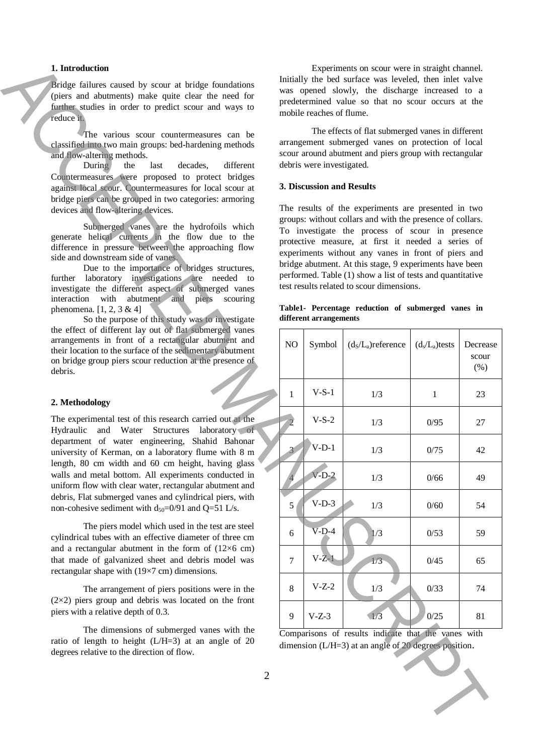## 1. Introduction

Bridge failures caused by scour at bridge foundations (piers and abutments) make quite clear the need for further studies in order to predict scour and ways to reduce it.

The various scour countermeasures can be classified into two main groups: bed-hardening methods and flow-altering methods.

During the last decades, different Countermeasures were proposed to protect bridges against local scour. Countermeasures for local scour at bridge piers can be grouped in two categories: armoring devices and flow-altering devices.

Submerged vanes are the hydrofoils which generate helical currents in the flow due to the difference in pressure between the approaching flow side and downstream side of vanes.

Due to the importance of bridges structures, further laboratory investigations are needed to investigate the different aspect of submerged vanes interaction with abutment and piers scouring phenomena. [1, 2, 3 & 4]

So the purpose of this study was to investigate the effect of different lay out of flat submerged vanes arrangements in front of a rectangular abutment and their location to the surface of the sedimentary abutment on bridge group piers scour reduction at the presence of debris.

## 2. Methodology

The experimental test of this research carried out at the Hydraulic and Water Structures laboratory of department of water engineering, Shahid Bahonar university of Kerman, on a laboratory flume with 8 m length, 80 cm width and 60 cm height, having glass walls and metal bottom. All experiments conducted in uniform flow with clear water, rectangular abutment and debris, Flat submerged vanes and cylindrical piers, with non-cohesive sediment with $d_{50}$=0/91 and Q=51 L/s.

The piers model which used in the test are steel cylindrical tubes with an effective diameter of three cm and a rectangular abutment in the form of (12×6 cm) that made of galvanized sheet and debris model was rectangular shape with (19×7 cm) dimensions.

The arrangement of piers positions were in the (2×2) piers group and debris was located on the front piers with a relative depth of 0.3.

The dimensions of submerged vanes with the ratio of length to height (L/H=3) at an angle of 20 degrees relative to the direction of flow.

Experiments on scour were in straight channel. Initially the bed surface was leveled, then inlet valve was opened slowly, the discharge increased to a predetermined value so that no scour occurs at the mobile reaches of flume.

The effects of flat submerged vanes in different arrangement submerged vanes on protection of local scour around abutment and piers group with rectangular debris were investigated.

## 3. Discussion and Results

The results of the experiments are presented in two groups: without collars and with the presence of collars. To investigate the process of scour in presence protective measure, at first it needed a series of experiments without any vanes in front of piers and bridge abutment. At this stage, 9 experiments have been performed. Table (1) show a list of tests and quantitative test results related to scour dimensions.

**Table1- Percentage reduction of submerged vanes in different arrangements**

| NO | Symbol | $(d_S/L_a)$reference | $(d_s/L_a)$tests | Decrease scour (%) |
|---|---|---|---|---|
| 1 | V-S-1 | 1/3 | 1 | 23 |
| 2 | V-S-2 | 1/3 | 0/95 | 27 |
| 3 | V-D-1 | 1/3 | 0/75 | 42 |
| 4 | V-D-2 | 1/3 | 0/66 | 49 |
| 5 | V-D-3 | 1/3 | 0/60 | 54 |
| 6 | V-D-4 | 1/3 | 0/53 | 59 |
| 7 | V-Z-1 | 1/3 | 0/45 | 65 |
| 8 | V-Z-2 | 1/3 | 0/33 | 74 |
| 9 | V-Z-3 | 1/3 | 0/25 | 81 |

Comparisons of results indicate that the vanes with dimension (L/H=3) at an angle of 20 degrees position.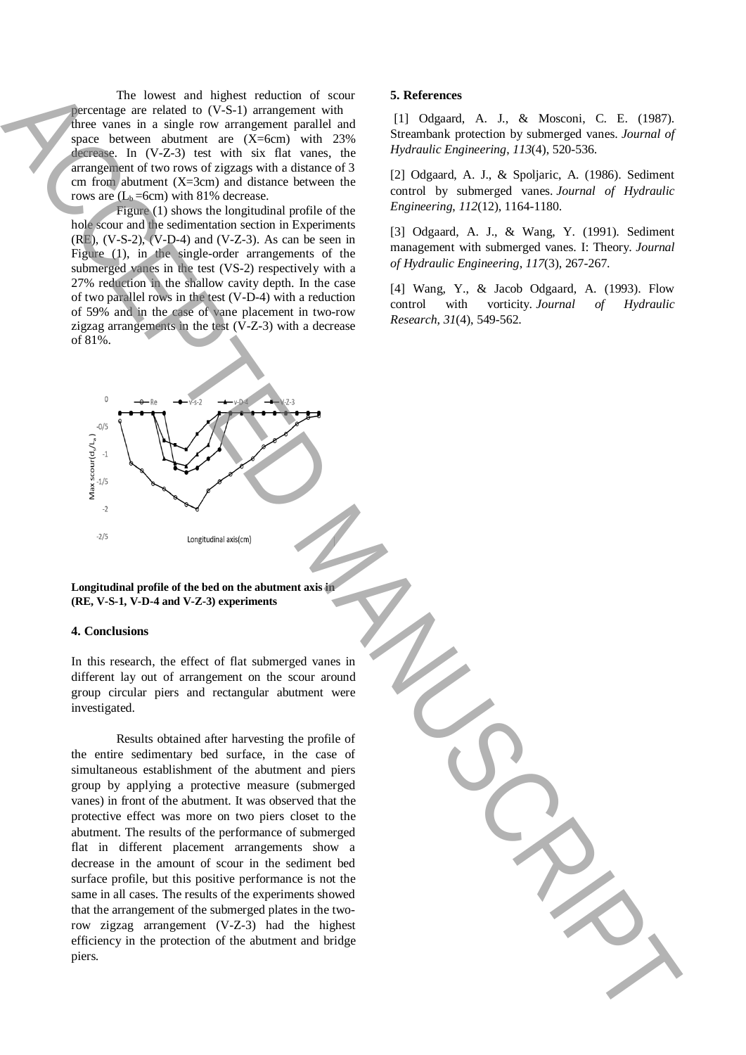The lowest and highest reduction of scour percentage are related to (V-S-1) arrangement with three vanes in a single row arrangement parallel and space between abutment are (X=6cm) with 23% decrease. In (V-Z-3) test with six flat vanes, the arrangement of two rows of zigzags with a distance of 3 cm from abutment (X=3cm) and distance between the rows are ($L_b$ =6cm) with 81% decrease.

Figure (1) shows the longitudinal profile of the hole scour and the sedimentation section in Experiments (RE), (V-S-2), (V-D-4) and (V-Z-3). As can be seen in Figure (1), in the single-order arrangements of the submerged vanes in the test (VS-2) respectively with a 27% reduction in the shallow cavity depth. In the case of two parallel rows in the test (V-D-4) with a reduction of 59% and in the case of vane placement in two-row zigzag arrangements in the test (V-Z-3) with a decrease of 81%.

Re
V-s-2
v-D-4
V-Z-3
0
-0/5
-1
-1/5
-2
-2/5
Max scour($d_s/L_a$)
Longitudinal axis(cm)

**Longitudinal profile of the bed on the abutment axis in (RE, V-S-1, V-D-4 and V-Z-3) experiments**

## 4. Conclusions

In this research, the effect of flat submerged vanes in different lay out of arrangement on the scour around group circular piers and rectangular abutment were investigated.

Results obtained after harvesting the profile of the entire sedimentary bed surface, in the case of simultaneous establishment of the abutment and piers group by applying a protective measure (submerged vanes) in front of the abutment. It was observed that the protective effect was more on two piers closet to the abutment. The results of the performance of submerged flat in different placement arrangements show a decrease in the amount of scour in the sediment bed surface profile, but this positive performance is not the same in all cases. The results of the experiments showed that the arrangement of the submerged plates in the two-row zigzag arrangement (V-Z-3) had the highest efficiency in the protection of the abutment and bridge piers.

## 5. References

[1] Odgaard, A. J., & Mosconi, C. E. (1987). Streambank protection by submerged vanes. *Journal of Hydraulic Engineering*, *113*(4), 520-536.

[2] Odgaard, A. J., & Spoljaric, A. (1986). Sediment control by submerged vanes. *Journal of Hydraulic Engineering*, *112*(12), 1164-1180.

[3] Odgaard, A. J., & Wang, Y. (1991). Sediment management with submerged vanes. I: Theory. *Journal of Hydraulic Engineering*, *117*(3), 267-267.

[4] Wang, Y., & Jacob Odgaard, A. (1993). Flow control with vorticity. *Journal of Hydraulic Research*, *31*(4), 549-562.